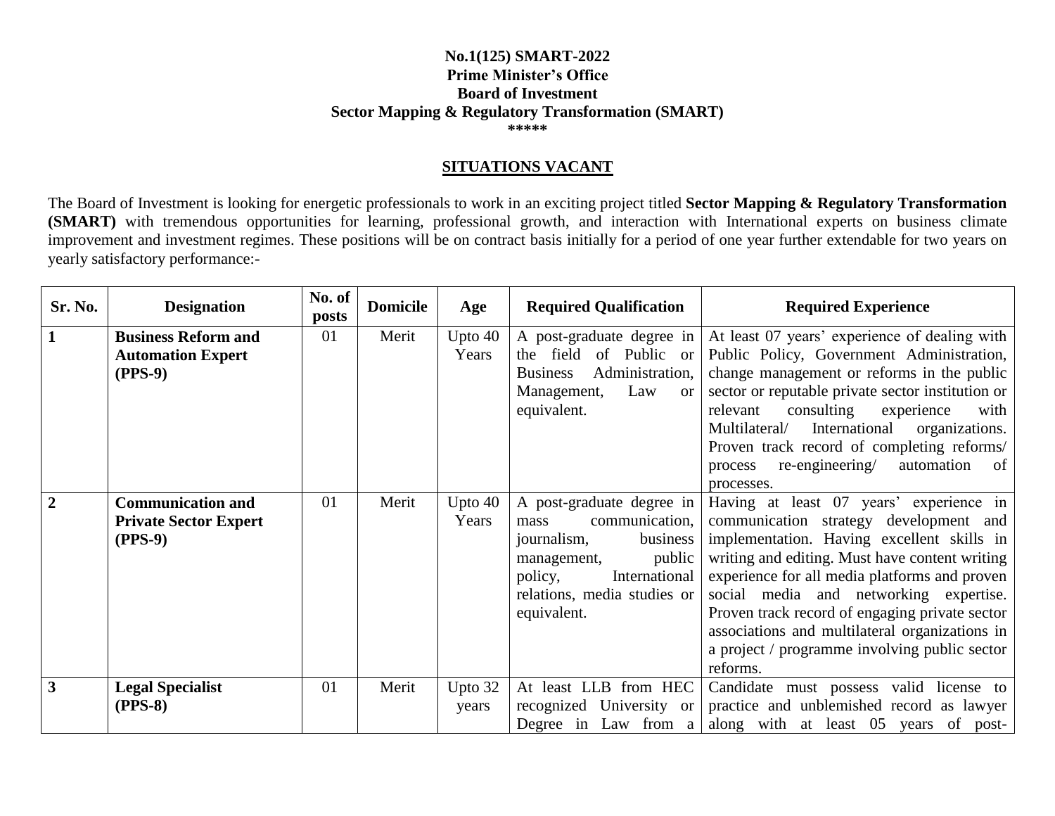**No.1(125) SMART-2022**
**Prime Minister's Office**
**Board of Investment**
**Sector Mapping & Regulatory Transformation (SMART)**
**\*\*\*\*\***

## SITUATIONS VACANT

The Board of Investment is looking for energetic professionals to work in an exciting project titled **Sector Mapping & Regulatory Transformation (SMART)** with tremendous opportunities for learning, professional growth, and interaction with International experts on business climate improvement and investment regimes. These positions will be on contract basis initially for a period of one year further extendable for two years on yearly satisfactory performance:-

| Sr. No. | Designation | No. of posts | Domicile | Age | Required Qualification | Required Experience |
|---|---|---|---|---|---|---|
| **1** | **Business Reform and Automation Expert (PPS-9)** | 01 | Merit | Upto 40 Years | A post-graduate degree in the field of Public or Business Administration, Management, Law or equivalent. | At least 07 years' experience of dealing with Public Policy, Government Administration, change management or reforms in the public sector or reputable private sector institution or relevant consulting experience with Multilateral/ International organizations. Proven track record of completing reforms/ process re-engineering/ automation of processes. |
| **2** | **Communication and Private Sector Expert (PPS-9)** | 01 | Merit | Upto 40 Years | A post-graduate degree in mass communication, journalism, business management, public policy, International relations, media studies or equivalent. | Having at least 07 years' experience in communication strategy development and implementation. Having excellent skills in writing and editing. Must have content writing experience for all media platforms and proven social media and networking expertise. Proven track record of engaging private sector associations and multilateral organizations in a project / programme involving public sector reforms. |
| **3** | **Legal Specialist (PPS-8)** | 01 | Merit | Upto 32 years | At least LLB from HEC recognized University or Degree in Law from a | Candidate must possess valid license to practice and unblemished record as lawyer along with at least 05 years of post- |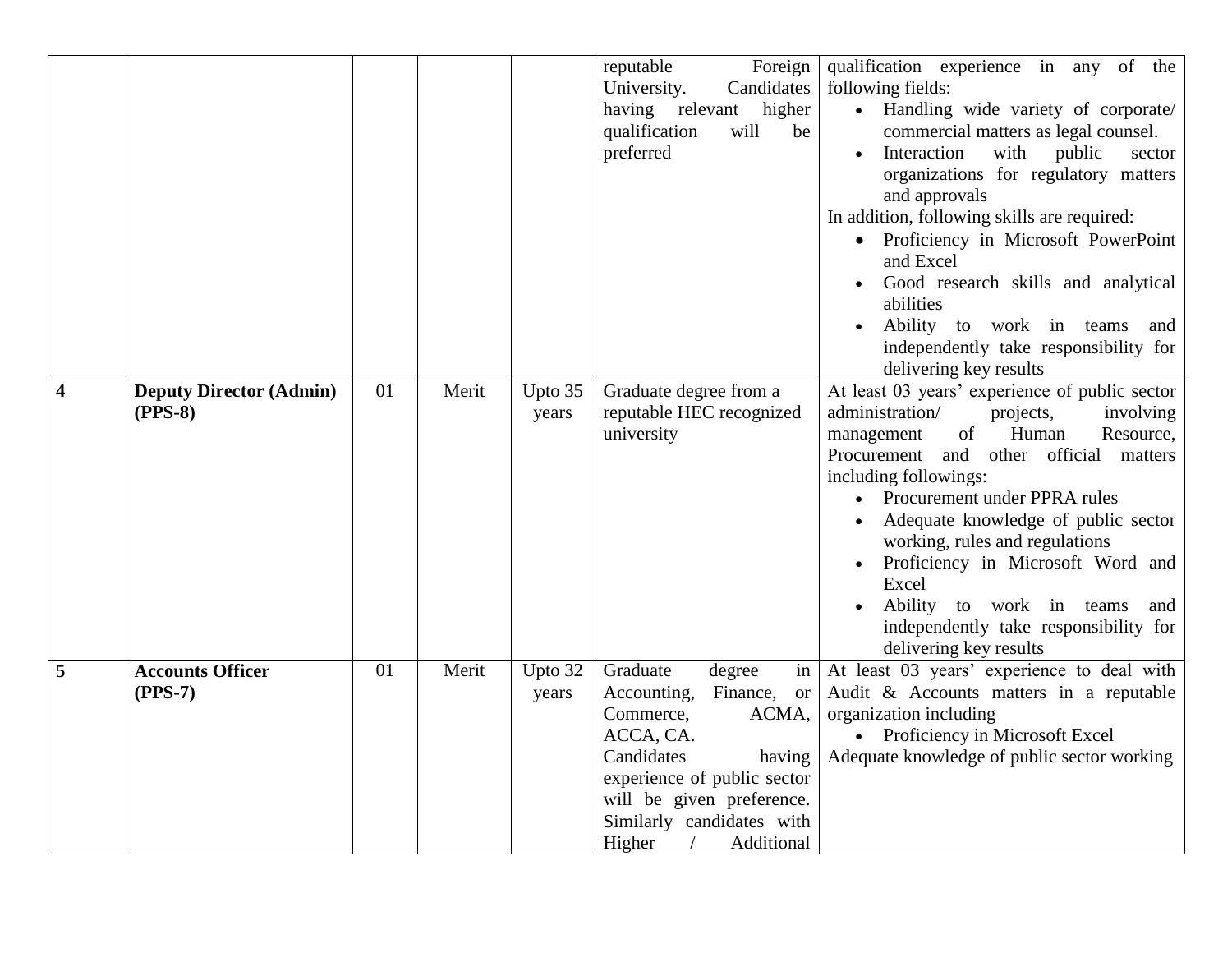| | | | | | | |
|---|---|---|---|---|---|---|
| | | | | | reputable Foreign University. Candidates having relevant higher qualification will be preferred | qualification experience in any of the following fields:<br>• Handling wide variety of corporate/ commercial matters as legal counsel.<br>• Interaction with public sector organizations for regulatory matters and approvals<br>In addition, following skills are required:<br>• Proficiency in Microsoft PowerPoint and Excel<br>• Good research skills and analytical abilities<br>• Ability to work in teams and independently take responsibility for delivering key results |
| **4** | **Deputy Director (Admin) (PPS-8)** | 01 | Merit | Upto 35 years | Graduate degree from a reputable HEC recognized university | At least 03 years' experience of public sector administration/ projects, involving management of Human Resource, Procurement and other official matters including followings:<br>• Procurement under PPRA rules<br>• Adequate knowledge of public sector working, rules and regulations<br>• Proficiency in Microsoft Word and Excel<br>• Ability to work in teams and independently take responsibility for delivering key results |
| **5** | **Accounts Officer (PPS-7)** | 01 | Merit | Upto 32 years | Graduate degree in Accounting, Finance, or Commerce, ACMA, ACCA, CA.<br>Candidates having experience of public sector will be given preference. Similarly candidates with Higher / Additional | At least 03 years' experience to deal with Audit & Accounts matters in a reputable organization including<br>• Proficiency in Microsoft Excel<br>Adequate knowledge of public sector working |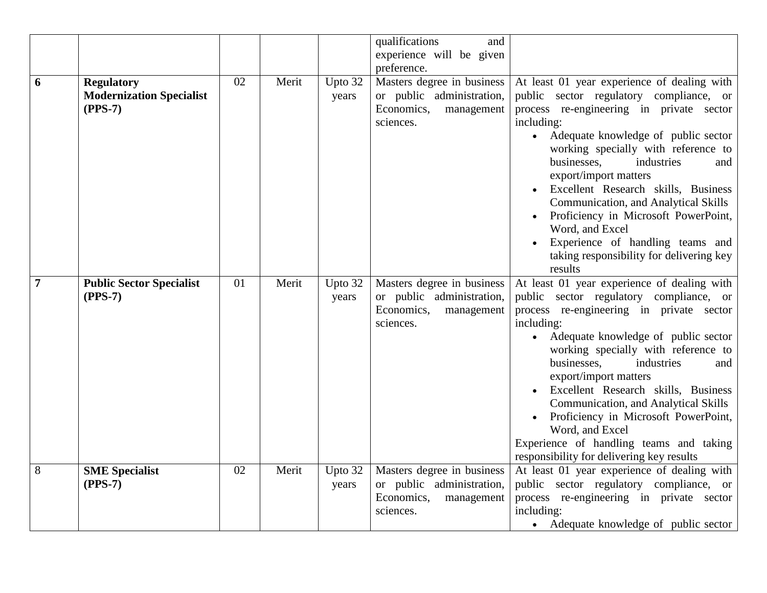| | | | | | | |
|---|---|---|---|---|---|---|
| | | | | | qualifications and experience will be given preference. | |
| **6** | **Regulatory Modernization Specialist (PPS-7)** | 02 | Merit | Upto 32 years | Masters degree in business or public administration, Economics, management sciences. | At least 01 year experience of dealing with public sector regulatory compliance, or process re-engineering in private sector including:<br>• Adequate knowledge of public sector working specially with reference to businesses, industries and export/import matters<br>• Excellent Research skills, Business Communication, and Analytical Skills<br>• Proficiency in Microsoft PowerPoint, Word, and Excel<br>• Experience of handling teams and taking responsibility for delivering key results |
| **7** | **Public Sector Specialist (PPS-7)** | 01 | Merit | Upto 32 years | Masters degree in business or public administration, Economics, management sciences. | At least 01 year experience of dealing with public sector regulatory compliance, or process re-engineering in private sector including:<br>• Adequate knowledge of public sector working specially with reference to businesses, industries and export/import matters<br>• Excellent Research skills, Business Communication, and Analytical Skills<br>• Proficiency in Microsoft PowerPoint, Word, and Excel<br>Experience of handling teams and taking responsibility for delivering key results |
| 8 | **SME Specialist (PPS-7)** | 02 | Merit | Upto 32 years | Masters degree in business or public administration, Economics, management sciences. | At least 01 year experience of dealing with public sector regulatory compliance, or process re-engineering in private sector including:<br>• Adequate knowledge of public sector |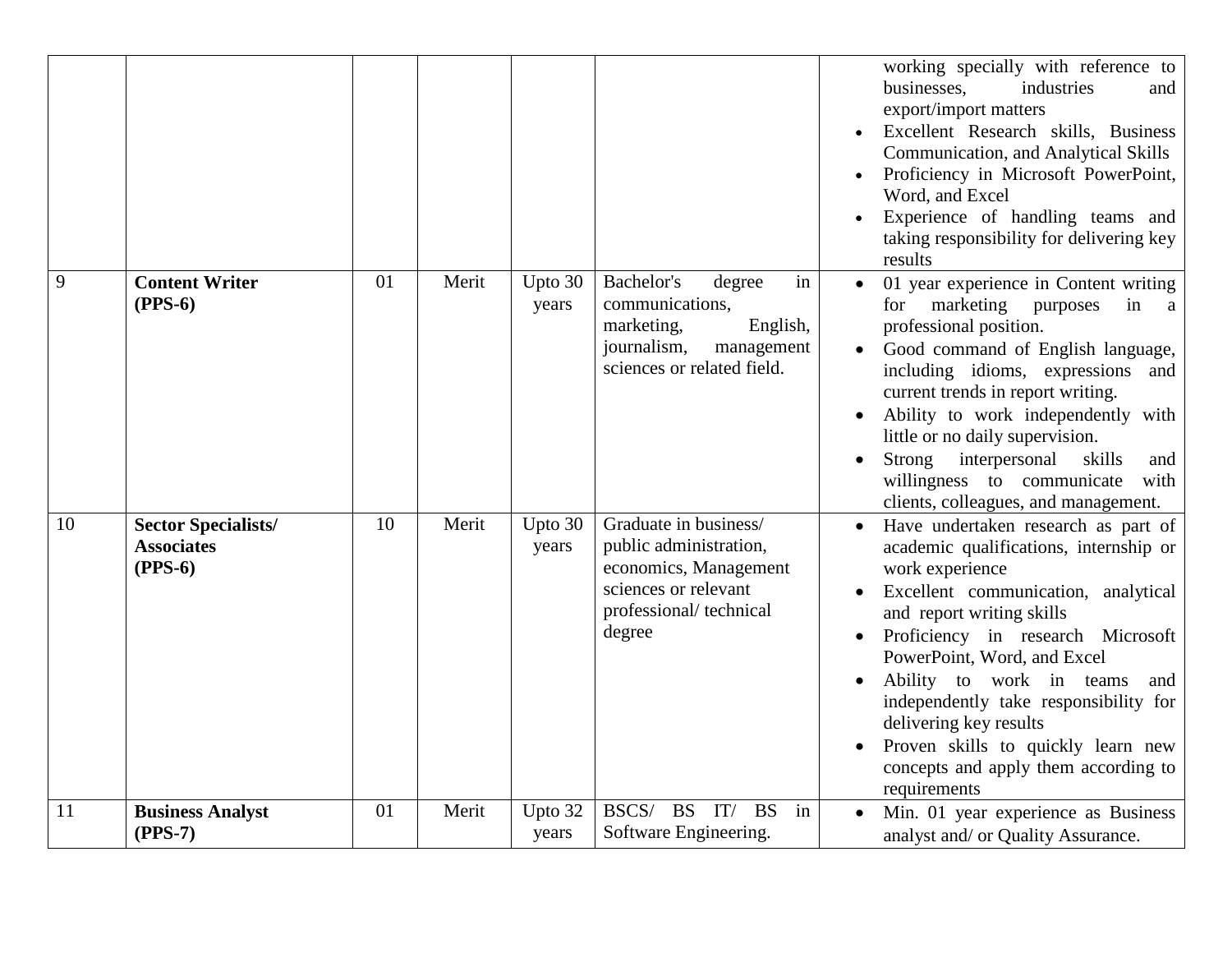| | | | | | | |
|---|---|---|---|---|---|---|
| | | | | | | • working specially with reference to businesses, industries and export/import matters<br>• Excellent Research skills, Business Communication, and Analytical Skills<br>• Proficiency in Microsoft PowerPoint, Word, and Excel<br>• Experience of handling teams and taking responsibility for delivering key results |
| 9 | **Content Writer (PPS-6)** | 01 | Merit | Upto 30 years | Bachelor's degree in communications, marketing, English, journalism, management sciences or related field. | • 01 year experience in Content writing for marketing purposes in a professional position.<br>• Good command of English language, including idioms, expressions and current trends in report writing.<br>• Ability to work independently with little or no daily supervision.<br>• Strong interpersonal skills and willingness to communicate with clients, colleagues, and management. |
| 10 | **Sector Specialists/ Associates (PPS-6)** | 10 | Merit | Upto 30 years | Graduate in business/ public administration, economics, Management sciences or relevant professional/ technical degree | • Have undertaken research as part of academic qualifications, internship or work experience<br>• Excellent communication, analytical and report writing skills<br>• Proficiency in research Microsoft PowerPoint, Word, and Excel<br>• Ability to work in teams and independently take responsibility for delivering key results<br>• Proven skills to quickly learn new concepts and apply them according to requirements |
| 11 | **Business Analyst (PPS-7)** | 01 | Merit | Upto 32 years | BSCS/ BS IT/ BS in Software Engineering. | • Min. 01 year experience as Business analyst and/ or Quality Assurance. |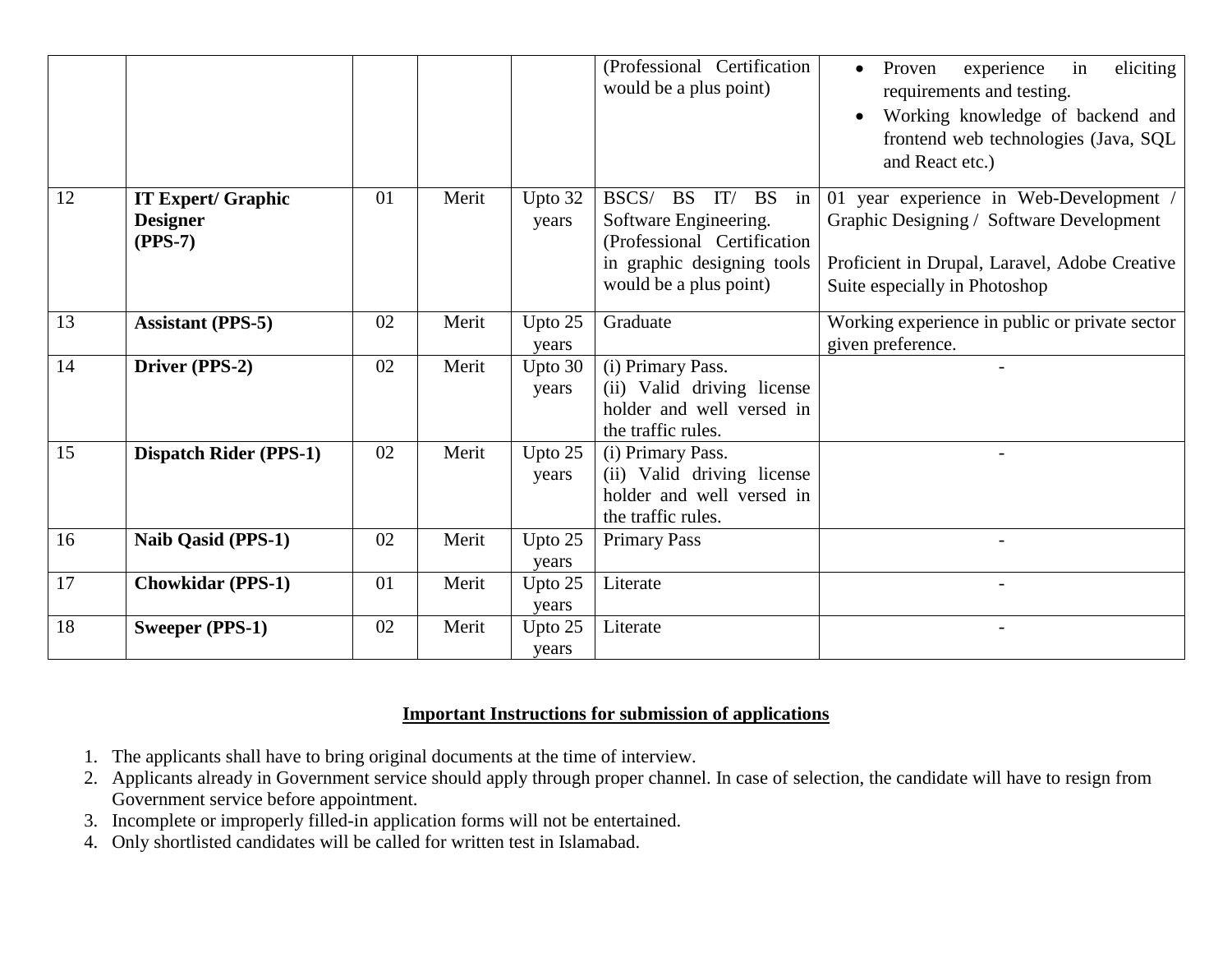| | | | | | | |
|---|---|---|---|---|---|---|
| | | | | | (Professional Certification would be a plus point) | • Proven experience in eliciting requirements and testing.<br>• Working knowledge of backend and frontend web technologies (Java, SQL and React etc.) |
| 12 | **IT Expert/ Graphic Designer (PPS-7)** | 01 | Merit | Upto 32 years | BSCS/ BS IT/ BS in Software Engineering. (Professional Certification in graphic designing tools would be a plus point) | 01 year experience in Web-Development / Graphic Designing / Software Development<br><br>Proficient in Drupal, Laravel, Adobe Creative Suite especially in Photoshop |
| 13 | **Assistant (PPS-5)** | 02 | Merit | Upto 25 years | Graduate | Working experience in public or private sector given preference. |
| 14 | **Driver (PPS-2)** | 02 | Merit | Upto 30 years | (i) Primary Pass.<br>(ii) Valid driving license holder and well versed in the traffic rules. | - |
| 15 | **Dispatch Rider (PPS-1)** | 02 | Merit | Upto 25 years | (i) Primary Pass.<br>(ii) Valid driving license holder and well versed in the traffic rules. | - |
| 16 | **Naib Qasid (PPS-1)** | 02 | Merit | Upto 25 years | Primary Pass | - |
| 17 | **Chowkidar (PPS-1)** | 01 | Merit | Upto 25 years | Literate | - |
| 18 | **Sweeper (PPS-1)** | 02 | Merit | Upto 25 years | Literate | - |

**Important Instructions for submission of applications**

1. The applicants shall have to bring original documents at the time of interview.
2. Applicants already in Government service should apply through proper channel. In case of selection, the candidate will have to resign from Government service before appointment.
3. Incomplete or improperly filled-in application forms will not be entertained.
4. Only shortlisted candidates will be called for written test in Islamabad.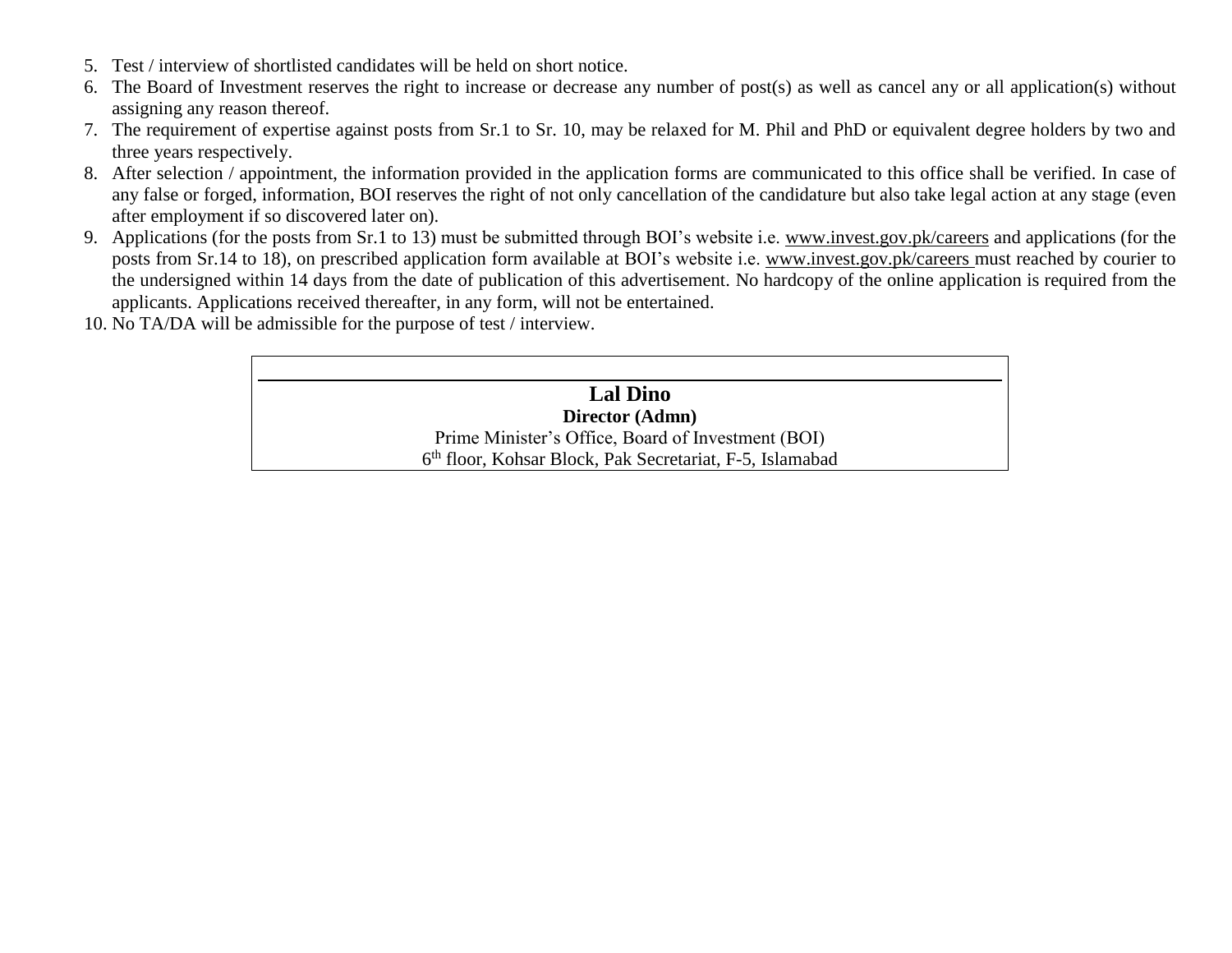5. Test / interview of shortlisted candidates will be held on short notice.
6. The Board of Investment reserves the right to increase or decrease any number of post(s) as well as cancel any or all application(s) without assigning any reason thereof.
7. The requirement of expertise against posts from Sr.1 to Sr. 10, may be relaxed for M. Phil and PhD or equivalent degree holders by two and three years respectively.
8. After selection / appointment, the information provided in the application forms are communicated to this office shall be verified. In case of any false or forged, information, BOI reserves the right of not only cancellation of the candidature but also take legal action at any stage (even after employment if so discovered later on).
9. Applications (for the posts from Sr.1 to 13) must be submitted through BOI's website i.e. www.invest.gov.pk/careers and applications (for the posts from Sr.14 to 18), on prescribed application form available at BOI's website i.e. www.invest.gov.pk/careers must reached by courier to the undersigned within 14 days from the date of publication of this advertisement. No hardcopy of the online application is required from the applicants. Applications received thereafter, in any form, will not be entertained.
10. No TA/DA will be admissible for the purpose of test / interview.

---

**Lal Dino**
**Director (Admn)**
Prime Minister's Office, Board of Investment (BOI)
6th floor, Kohsar Block, Pak Secretariat, F-5, Islamabad